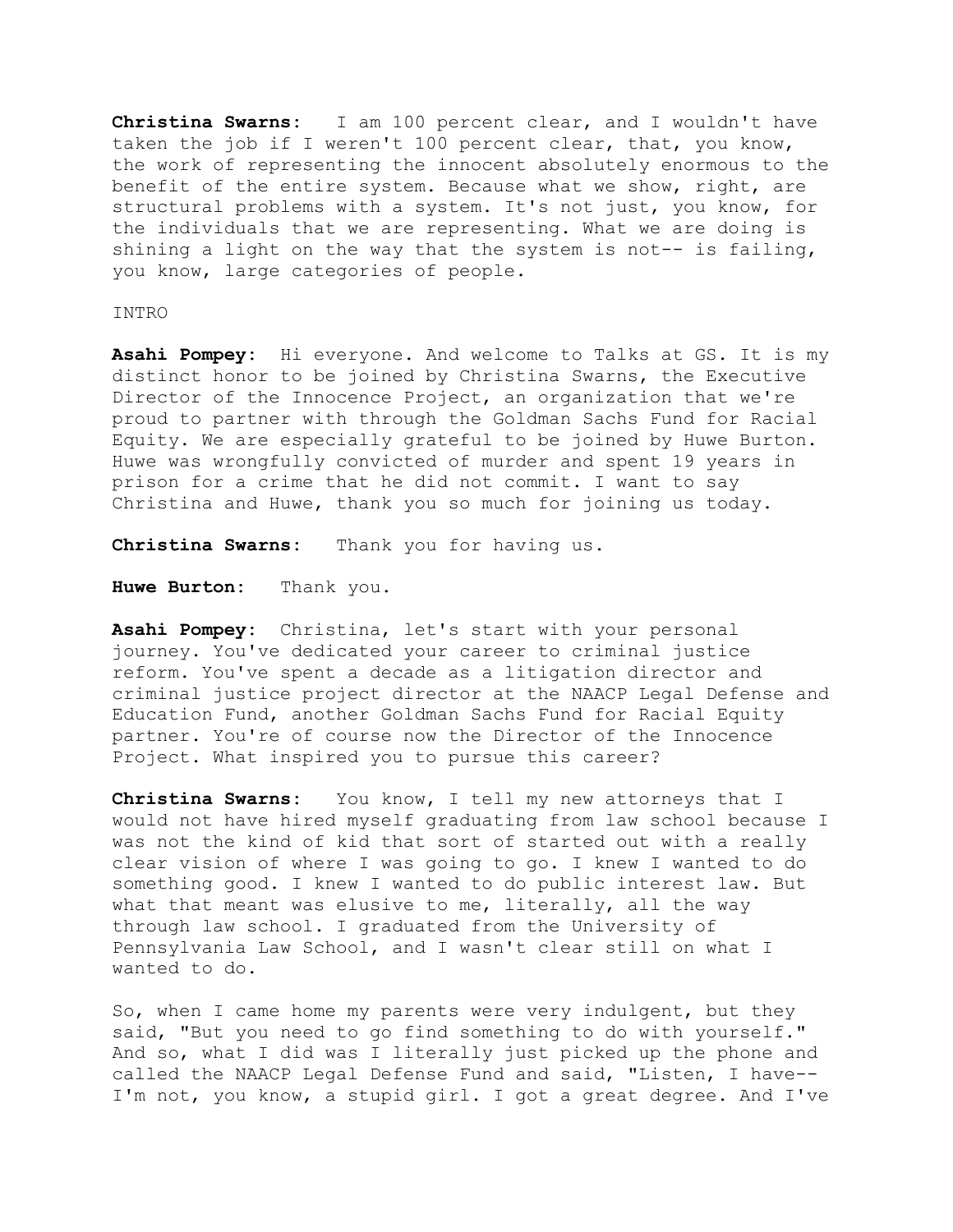**Christina Swarns**: I am 100 percent clear, and I wouldn't have taken the job if I weren't 100 percent clear, that, you know, the work of representing the innocent absolutely enormous to the benefit of the entire system. Because what we show, right, are structural problems with a system. It's not just, you know, for the individuals that we are representing. What we are doing is shining a light on the way that the system is not-- is failing, you know, large categories of people.

INTRO

**Asahi Pompey**: Hi everyone. And welcome to Talks at GS. It is my distinct honor to be joined by Christina Swarns, the Executive Director of the Innocence Project, an organization that we're proud to partner with through the Goldman Sachs Fund for Racial Equity. We are especially grateful to be joined by Huwe Burton. Huwe was wrongfully convicted of murder and spent 19 years in prison for a crime that he did not commit. I want to say Christina and Huwe, thank you so much for joining us today.

**Christina Swarns**: Thank you for having us.

**Huwe Burton**: Thank you.

**Asahi Pompey**: Christina, let's start with your personal journey. You've dedicated your career to criminal justice reform. You've spent a decade as a litigation director and criminal justice project director at the NAACP Legal Defense and Education Fund, another Goldman Sachs Fund for Racial Equity partner. You're of course now the Director of the Innocence Project. What inspired you to pursue this career?

**Christina Swarns**: You know, I tell my new attorneys that I would not have hired myself graduating from law school because I was not the kind of kid that sort of started out with a really clear vision of where I was going to go. I knew I wanted to do something good. I knew I wanted to do public interest law. But what that meant was elusive to me, literally, all the way through law school. I graduated from the University of Pennsylvania Law School, and I wasn't clear still on what I wanted to do.

So, when I came home my parents were very indulgent, but they said, "But you need to go find something to do with yourself." And so, what I did was I literally just picked up the phone and called the NAACP Legal Defense Fund and said, "Listen, I have-- I'm not, you know, a stupid girl. I got a great degree. And I've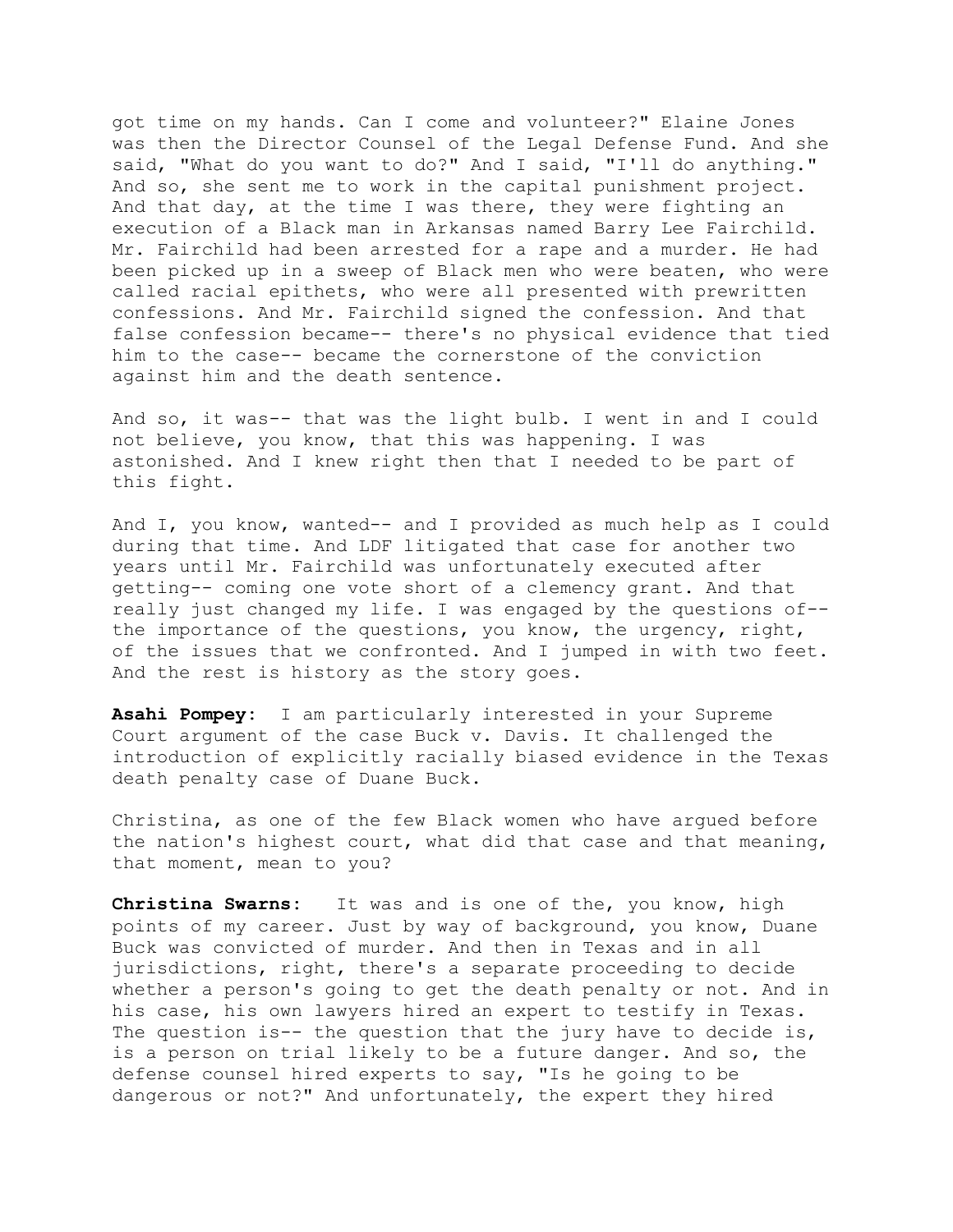got time on my hands. Can I come and volunteer?" Elaine Jones was then the Director Counsel of the Legal Defense Fund. And she said, "What do you want to do?" And I said, "I'll do anything." And so, she sent me to work in the capital punishment project. And that day, at the time I was there, they were fighting an execution of a Black man in Arkansas named Barry Lee Fairchild. Mr. Fairchild had been arrested for a rape and a murder. He had been picked up in a sweep of Black men who were beaten, who were called racial epithets, who were all presented with prewritten confessions. And Mr. Fairchild signed the confession. And that false confession became-- there's no physical evidence that tied him to the case-- became the cornerstone of the conviction against him and the death sentence.

And so, it was-- that was the light bulb. I went in and I could not believe, you know, that this was happening. I was astonished. And I knew right then that I needed to be part of this fight.

And I, you know, wanted-- and I provided as much help as I could during that time. And LDF litigated that case for another two years until Mr. Fairchild was unfortunately executed after getting-- coming one vote short of a clemency grant. And that really just changed my life. I was engaged by the questions of-- the importance of the questions, you know, the urgency, right, of the issues that we confronted. And I jumped in with two feet. And the rest is history as the story goes.

**Asahi Pompey:** I am particularly interested in your Supreme Court argument of the case Buck v. Davis. It challenged the introduction of explicitly racially biased evidence in the Texas death penalty case of Duane Buck.

Christina, as one of the few Black women who have argued before the nation's highest court, what did that case and that meaning, that moment, mean to you?

**Christina Swarns:** It was and is one of the, you know, high points of my career. Just by way of background, you know, Duane Buck was convicted of murder. And then in Texas and in all jurisdictions, right, there's a separate proceeding to decide whether a person's going to get the death penalty or not. And in his case, his own lawyers hired an expert to testify in Texas. The question is-- the question that the jury have to decide is, is a person on trial likely to be a future danger. And so, the defense counsel hired experts to say, "Is he going to be dangerous or not?" And unfortunately, the expert they hired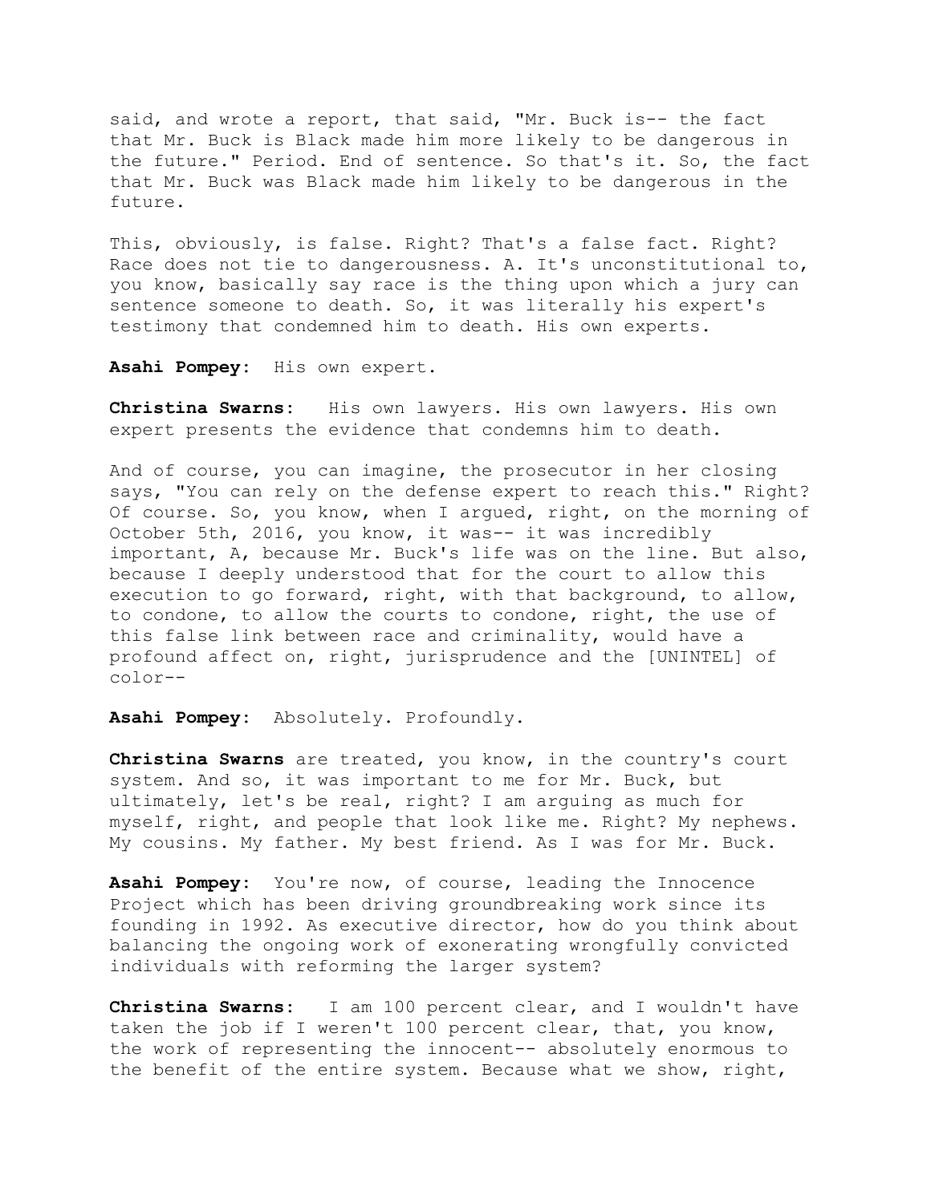said, and wrote a report, that said, "Mr. Buck is-- the fact that Mr. Buck is Black made him more likely to be dangerous in the future." Period. End of sentence. So that's it. So, the fact that Mr. Buck was Black made him likely to be dangerous in the future.

This, obviously, is false. Right? That's a false fact. Right? Race does not tie to dangerousness. A. It's unconstitutional to, you know, basically say race is the thing upon which a jury can sentence someone to death. So, it was literally his expert's testimony that condemned him to death. His own experts.

**Asahi Pompey**: His own expert.

**Christina Swarns**: His own lawyers. His own lawyers. His own expert presents the evidence that condemns him to death.

And of course, you can imagine, the prosecutor in her closing says, "You can rely on the defense expert to reach this." Right? Of course. So, you know, when I argued, right, on the morning of October 5th, 2016, you know, it was-- it was incredibly important, A, because Mr. Buck's life was on the line. But also, because I deeply understood that for the court to allow this execution to go forward, right, with that background, to allow, to condone, to allow the courts to condone, right, the use of this false link between race and criminality, would have a profound affect on, right, jurisprudence and the [UNINTEL] of color--

**Asahi Pompey**: Absolutely. Profoundly.

**Christina Swarns** are treated, you know, in the country's court system. And so, it was important to me for Mr. Buck, but ultimately, let's be real, right? I am arguing as much for myself, right, and people that look like me. Right? My nephews. My cousins. My father. My best friend. As I was for Mr. Buck.

**Asahi Pompey**: You're now, of course, leading the Innocence Project which has been driving groundbreaking work since its founding in 1992. As executive director, how do you think about balancing the ongoing work of exonerating wrongfully convicted individuals with reforming the larger system?

**Christina Swarns**: I am 100 percent clear, and I wouldn't have taken the job if I weren't 100 percent clear, that, you know, the work of representing the innocent-- absolutely enormous to the benefit of the entire system. Because what we show, right,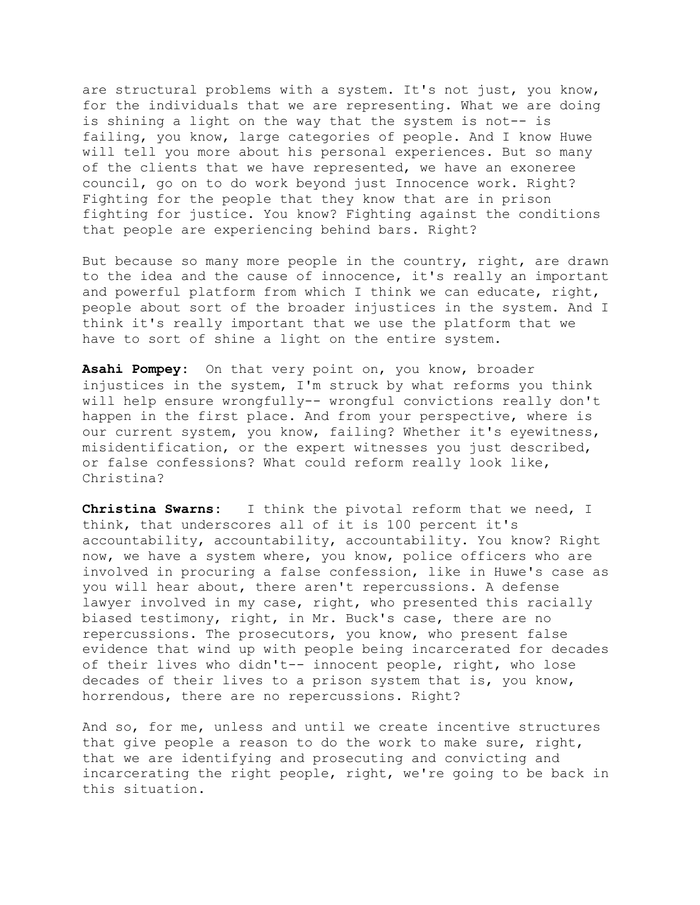are structural problems with a system. It's not just, you know, for the individuals that we are representing. What we are doing is shining a light on the way that the system is not-- is failing, you know, large categories of people. And I know Huwe will tell you more about his personal experiences. But so many of the clients that we have represented, we have an exoneree council, go on to do work beyond just Innocence work. Right? Fighting for the people that they know that are in prison fighting for justice. You know? Fighting against the conditions that people are experiencing behind bars. Right?

But because so many more people in the country, right, are drawn to the idea and the cause of innocence, it's really an important and powerful platform from which I think we can educate, right, people about sort of the broader injustices in the system. And I think it's really important that we use the platform that we have to sort of shine a light on the entire system.

**Asahi Pompey:** On that very point on, you know, broader injustices in the system, I'm struck by what reforms you think will help ensure wrongfully-- wrongful convictions really don't happen in the first place. And from your perspective, where is our current system, you know, failing? Whether it's eyewitness, misidentification, or the expert witnesses you just described, or false confessions? What could reform really look like, Christina?

**Christina Swarns:** I think the pivotal reform that we need, I think, that underscores all of it is 100 percent it's accountability, accountability, accountability. You know? Right now, we have a system where, you know, police officers who are involved in procuring a false confession, like in Huwe's case as you will hear about, there aren't repercussions. A defense lawyer involved in my case, right, who presented this racially biased testimony, right, in Mr. Buck's case, there are no repercussions. The prosecutors, you know, who present false evidence that wind up with people being incarcerated for decades of their lives who didn't-- innocent people, right, who lose decades of their lives to a prison system that is, you know, horrendous, there are no repercussions. Right?

And so, for me, unless and until we create incentive structures that give people a reason to do the work to make sure, right, that we are identifying and prosecuting and convicting and incarcerating the right people, right, we're going to be back in this situation.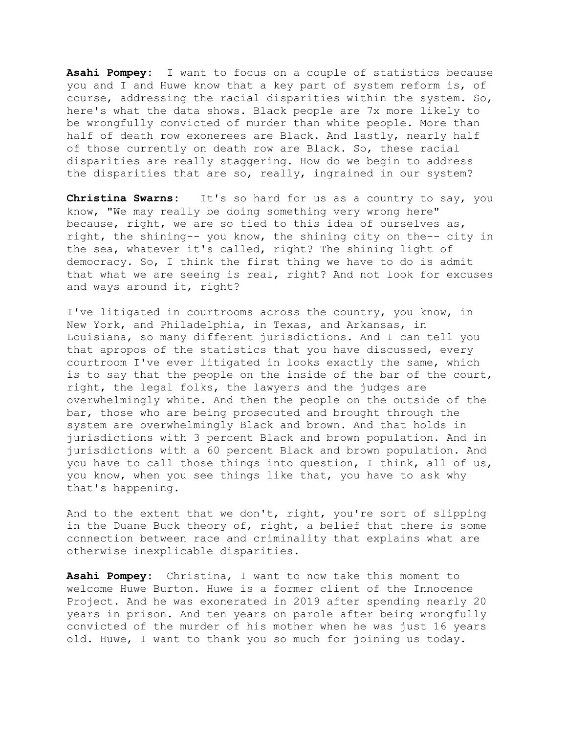**Asahi Pompey**: I want to focus on a couple of statistics because you and I and Huwe know that a key part of system reform is, of course, addressing the racial disparities within the system. So, here's what the data shows. Black people are 7x more likely to be wrongfully convicted of murder than white people. More than half of death row exonerees are Black. And lastly, nearly half of those currently on death row are Black. So, these racial disparities are really staggering. How do we begin to address the disparities that are so, really, ingrained in our system?

**Christina Swarns**: It's so hard for us as a country to say, you know, "We may really be doing something very wrong here" because, right, we are so tied to this idea of ourselves as, right, the shining-- you know, the shining city on the-- city in the sea, whatever it's called, right? The shining light of democracy. So, I think the first thing we have to do is admit that what we are seeing is real, right? And not look for excuses and ways around it, right?

I've litigated in courtrooms across the country, you know, in New York, and Philadelphia, in Texas, and Arkansas, in Louisiana, so many different jurisdictions. And I can tell you that apropos of the statistics that you have discussed, every courtroom I've ever litigated in looks exactly the same, which is to say that the people on the inside of the bar of the court, right, the legal folks, the lawyers and the judges are overwhelmingly white. And then the people on the outside of the bar, those who are being prosecuted and brought through the system are overwhelmingly Black and brown. And that holds in jurisdictions with 3 percent Black and brown population. And in jurisdictions with a 60 percent Black and brown population. And you have to call those things into question, I think, all of us, you know, when you see things like that, you have to ask why that's happening.

And to the extent that we don't, right, you're sort of slipping in the Duane Buck theory of, right, a belief that there is some connection between race and criminality that explains what are otherwise inexplicable disparities.

**Asahi Pompey**: Christina, I want to now take this moment to welcome Huwe Burton. Huwe is a former client of the Innocence Project. And he was exonerated in 2019 after spending nearly 20 years in prison. And ten years on parole after being wrongfully convicted of the murder of his mother when he was just 16 years old. Huwe, I want to thank you so much for joining us today.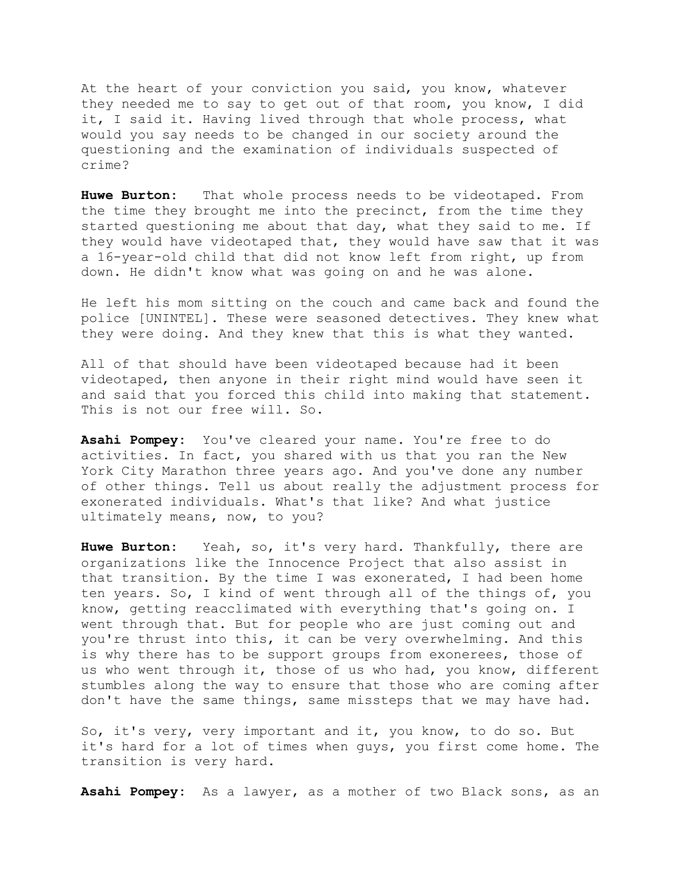At the heart of your conviction you said, you know, whatever they needed me to say to get out of that room, you know, I did it, I said it. Having lived through that whole process, what would you say needs to be changed in our society around the questioning and the examination of individuals suspected of crime?

**Huwe Burton:** That whole process needs to be videotaped. From the time they brought me into the precinct, from the time they started questioning me about that day, what they said to me. If they would have videotaped that, they would have saw that it was a 16-year-old child that did not know left from right, up from down. He didn't know what was going on and he was alone.

He left his mom sitting on the couch and came back and found the police [UNINTEL]. These were seasoned detectives. They knew what they were doing. And they knew that this is what they wanted.

All of that should have been videotaped because had it been videotaped, then anyone in their right mind would have seen it and said that you forced this child into making that statement. This is not our free will. So.

**Asahi Pompey:** You've cleared your name. You're free to do activities. In fact, you shared with us that you ran the New York City Marathon three years ago. And you've done any number of other things. Tell us about really the adjustment process for exonerated individuals. What's that like? And what justice ultimately means, now, to you?

**Huwe Burton:** Yeah, so, it's very hard. Thankfully, there are organizations like the Innocence Project that also assist in that transition. By the time I was exonerated, I had been home ten years. So, I kind of went through all of the things of, you know, getting reacclimated with everything that's going on. I went through that. But for people who are just coming out and you're thrust into this, it can be very overwhelming. And this is why there has to be support groups from exonerees, those of us who went through it, those of us who had, you know, different stumbles along the way to ensure that those who are coming after don't have the same things, same missteps that we may have had.

So, it's very, very important and it, you know, to do so. But it's hard for a lot of times when guys, you first come home. The transition is very hard.

**Asahi Pompey:** As a lawyer, as a mother of two Black sons, as an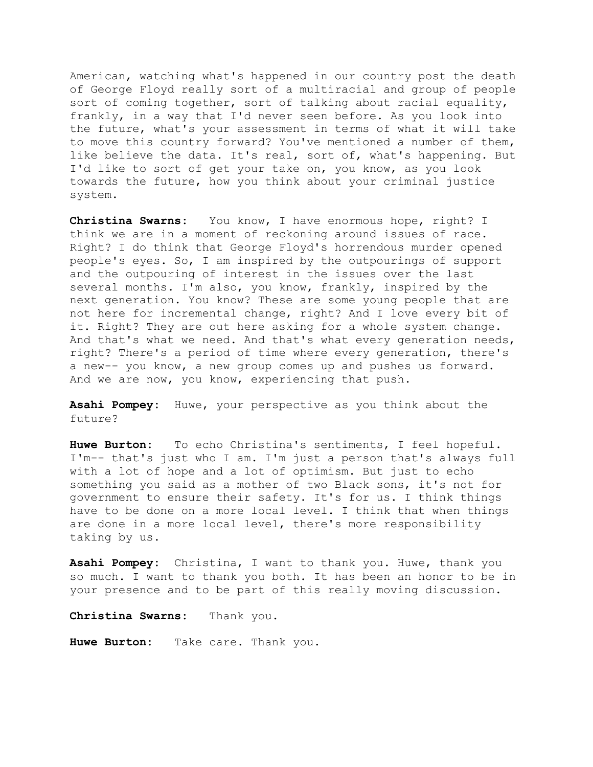American, watching what's happened in our country post the death of George Floyd really sort of a multiracial and group of people sort of coming together, sort of talking about racial equality, frankly, in a way that I'd never seen before. As you look into the future, what's your assessment in terms of what it will take to move this country forward? You've mentioned a number of them, like believe the data. It's real, sort of, what's happening. But I'd like to sort of get your take on, you know, as you look towards the future, how you think about your criminal justice system.

**Christina Swarns**: You know, I have enormous hope, right? I think we are in a moment of reckoning around issues of race. Right? I do think that George Floyd's horrendous murder opened people's eyes. So, I am inspired by the outpourings of support and the outpouring of interest in the issues over the last several months. I'm also, you know, frankly, inspired by the next generation. You know? These are some young people that are not here for incremental change, right? And I love every bit of it. Right? They are out here asking for a whole system change. And that's what we need. And that's what every generation needs, right? There's a period of time where every generation, there's a new-- you know, a new group comes up and pushes us forward. And we are now, you know, experiencing that push.

**Asahi Pompey**: Huwe, your perspective as you think about the future?

**Huwe Burton**: To echo Christina's sentiments, I feel hopeful. I'm-- that's just who I am. I'm just a person that's always full with a lot of hope and a lot of optimism. But just to echo something you said as a mother of two Black sons, it's not for government to ensure their safety. It's for us. I think things have to be done on a more local level. I think that when things are done in a more local level, there's more responsibility taking by us.

**Asahi Pompey**: Christina, I want to thank you. Huwe, thank you so much. I want to thank you both. It has been an honor to be in your presence and to be part of this really moving discussion.

**Christina Swarns**: Thank you.

**Huwe Burton**: Take care. Thank you.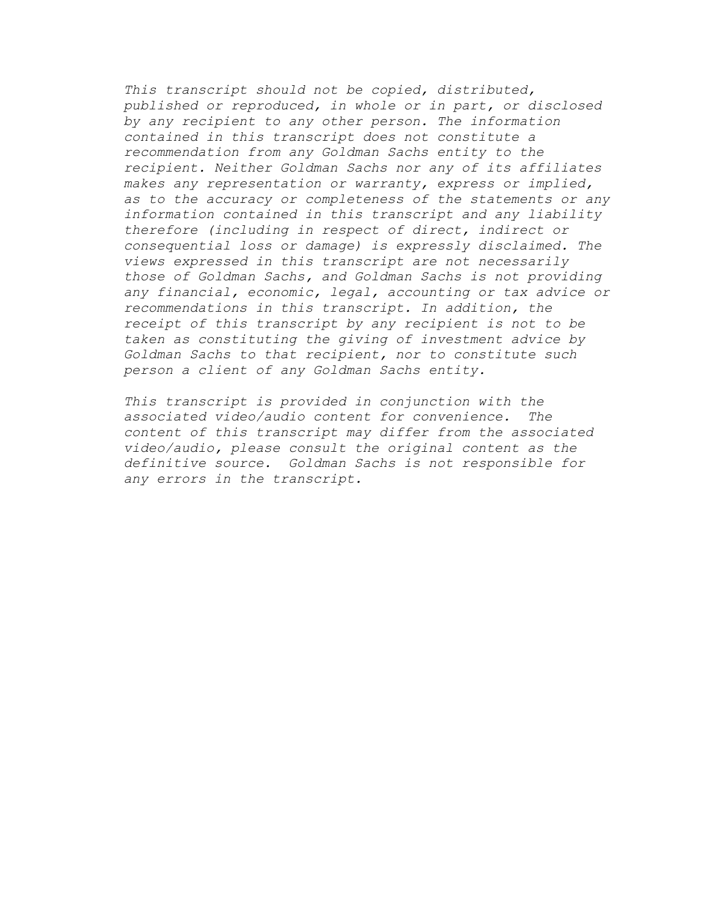*This transcript should not be copied, distributed, published or reproduced, in whole or in part, or disclosed by any recipient to any other person. The information contained in this transcript does not constitute a recommendation from any Goldman Sachs entity to the recipient. Neither Goldman Sachs nor any of its affiliates makes any representation or warranty, express or implied, as to the accuracy or completeness of the statements or any information contained in this transcript and any liability therefore (including in respect of direct, indirect or consequential loss or damage) is expressly disclaimed. The views expressed in this transcript are not necessarily those of Goldman Sachs, and Goldman Sachs is not providing any financial, economic, legal, accounting or tax advice or recommendations in this transcript. In addition, the receipt of this transcript by any recipient is not to be taken as constituting the giving of investment advice by Goldman Sachs to that recipient, nor to constitute such person a client of any Goldman Sachs entity.*

*This transcript is provided in conjunction with the associated video/audio content for convenience. The content of this transcript may differ from the associated video/audio, please consult the original content as the definitive source. Goldman Sachs is not responsible for any errors in the transcript.*